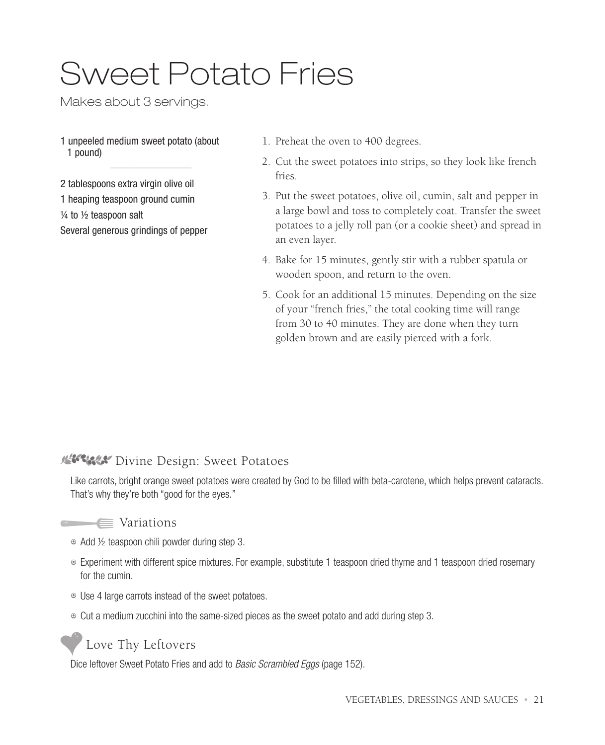# Sweet Potato Fries

Makes about 3 servings.

1 unpeeled medium sweet potato (about 1 pound)

2 tablespoons extra virgin olive oil
1 heaping teaspoon ground cumin
¼ to ½ teaspoon salt
Several generous grindings of pepper

1. Preheat the oven to 400 degrees.
2. Cut the sweet potatoes into strips, so they look like french fries.
3. Put the sweet potatoes, olive oil, cumin, salt and pepper in a large bowl and toss to completely coat. Transfer the sweet potatoes to a jelly roll pan (or a cookie sheet) and spread in an even layer.
4. Bake for 15 minutes, gently stir with a rubber spatula or wooden spoon, and return to the oven.
5. Cook for an additional 15 minutes. Depending on the size of your "french fries," the total cooking time will range from 30 to 40 minutes. They are done when they turn golden brown and are easily pierced with a fork.

## Divine Design: Sweet Potatoes

Like carrots, bright orange sweet potatoes were created by God to be filled with beta-carotene, which helps prevent cataracts. That's why they're both "good for the eyes."

## Variations

- Add ½ teaspoon chili powder during step 3.
- Experiment with different spice mixtures. For example, substitute 1 teaspoon dried thyme and 1 teaspoon dried rosemary for the cumin.
- Use 4 large carrots instead of the sweet potatoes.
- Cut a medium zucchini into the same-sized pieces as the sweet potato and add during step 3.

## Love Thy Leftovers

Dice leftover Sweet Potato Fries and add to *Basic Scrambled Eggs* (page 152).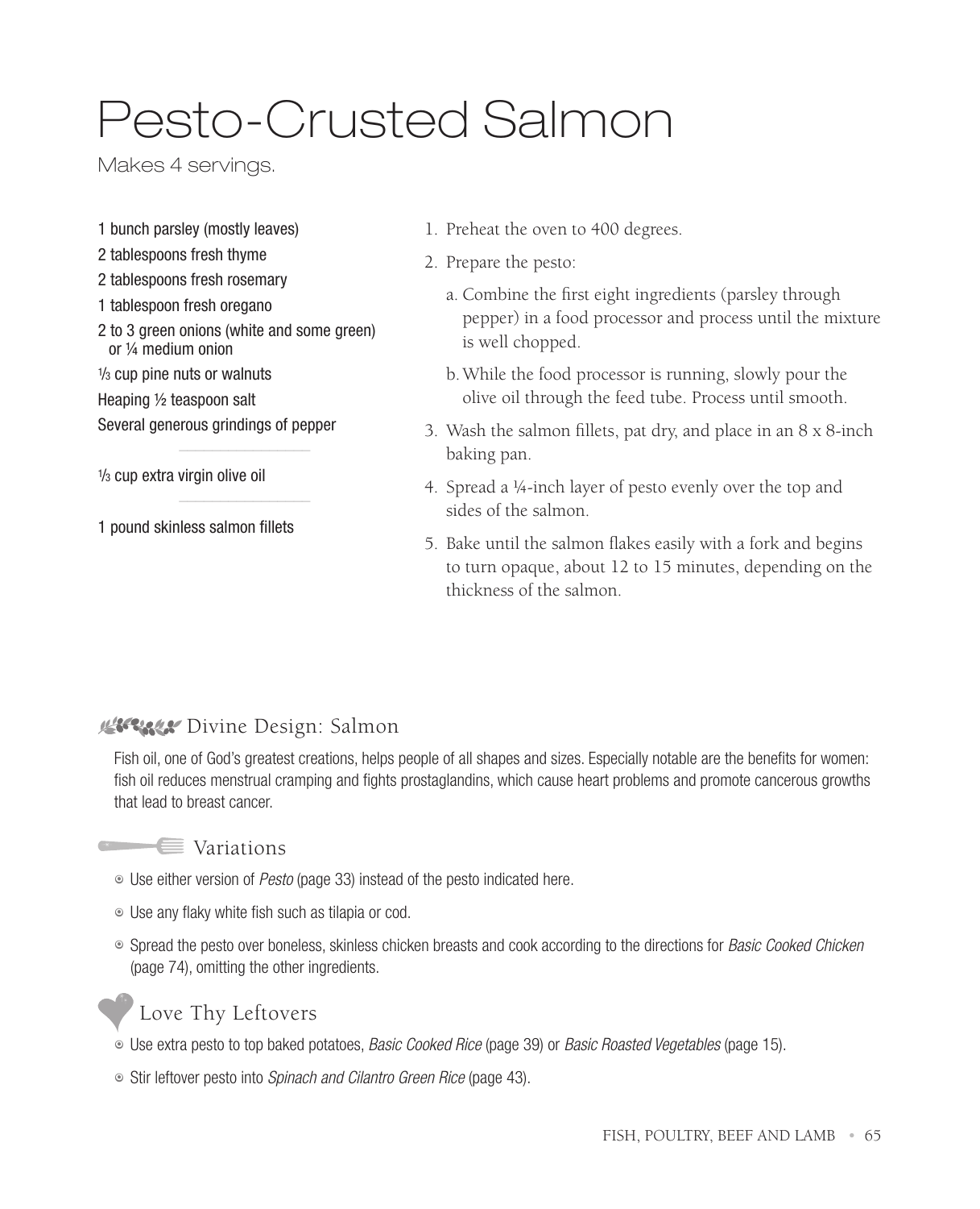# Pesto-Crusted Salmon

Makes 4 servings.

1 bunch parsley (mostly leaves)
2 tablespoons fresh thyme
2 tablespoons fresh rosemary
1 tablespoon fresh oregano
2 to 3 green onions (white and some green) or ¼ medium onion
⅓ cup pine nuts or walnuts
Heaping ½ teaspoon salt
Several generous grindings of pepper

---

⅓ cup extra virgin olive oil

---

1 pound skinless salmon fillets

1. Preheat the oven to 400 degrees.
2. Prepare the pesto:
   a. Combine the first eight ingredients (parsley through pepper) in a food processor and process until the mixture is well chopped.
   b. While the food processor is running, slowly pour the olive oil through the feed tube. Process until smooth.
3. Wash the salmon fillets, pat dry, and place in an 8 x 8-inch baking pan.
4. Spread a ¼-inch layer of pesto evenly over the top and sides of the salmon.
5. Bake until the salmon flakes easily with a fork and begins to turn opaque, about 12 to 15 minutes, depending on the thickness of the salmon.

## Divine Design: Salmon

Fish oil, one of God's greatest creations, helps people of all shapes and sizes. Especially notable are the benefits for women: fish oil reduces menstrual cramping and fights prostaglandins, which cause heart problems and promote cancerous growths that lead to breast cancer.

## Variations

- Use either version of *Pesto* (page 33) instead of the pesto indicated here.
- Use any flaky white fish such as tilapia or cod.
- Spread the pesto over boneless, skinless chicken breasts and cook according to the directions for *Basic Cooked Chicken* (page 74), omitting the other ingredients.

## Love Thy Leftovers

- Use extra pesto to top baked potatoes, *Basic Cooked Rice* (page 39) or *Basic Roasted Vegetables* (page 15).
- Stir leftover pesto into *Spinach and Cilantro Green Rice* (page 43).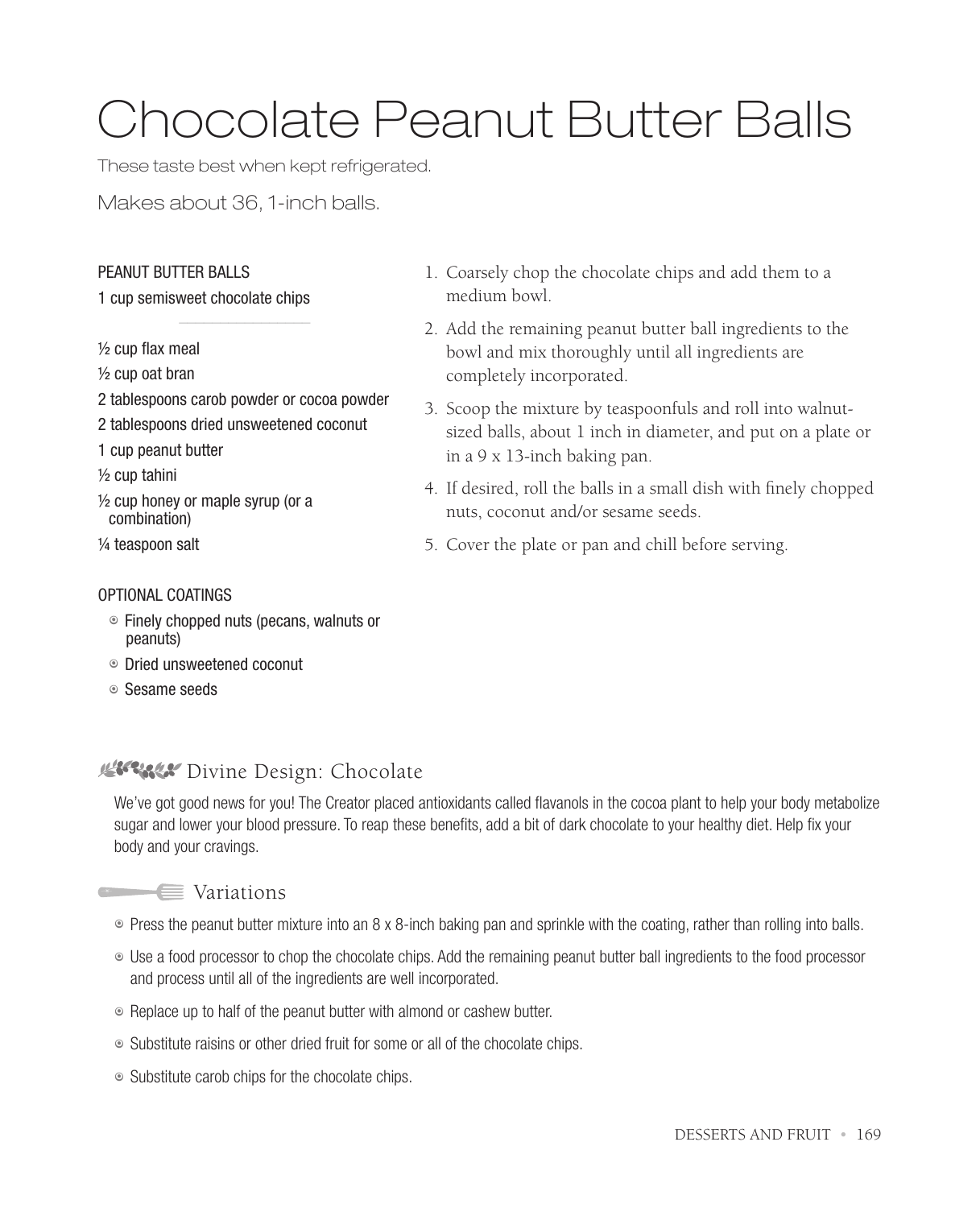# Chocolate Peanut Butter Balls

These taste best when kept refrigerated.

Makes about 36, 1-inch balls.

PEANUT BUTTER BALLS

1 cup semisweet chocolate chips

---

½ cup flax meal

½ cup oat bran

2 tablespoons carob powder or cocoa powder

2 tablespoons dried unsweetened coconut

1 cup peanut butter

½ cup tahini

½ cup honey or maple syrup (or a combination)

¼ teaspoon salt

OPTIONAL COATINGS

- Finely chopped nuts (pecans, walnuts or peanuts)
- Dried unsweetened coconut
- Sesame seeds

1. Coarsely chop the chocolate chips and add them to a medium bowl.
2. Add the remaining peanut butter ball ingredients to the bowl and mix thoroughly until all ingredients are completely incorporated.
3. Scoop the mixture by teaspoonfuls and roll into walnut-sized balls, about 1 inch in diameter, and put on a plate or in a 9 x 13-inch baking pan.
4. If desired, roll the balls in a small dish with finely chopped nuts, coconut and/or sesame seeds.
5. Cover the plate or pan and chill before serving.

## Divine Design: Chocolate

We've got good news for you! The Creator placed antioxidants called flavanols in the cocoa plant to help your body metabolize sugar and lower your blood pressure. To reap these benefits, add a bit of dark chocolate to your healthy diet. Help fix your body and your cravings.

## Variations

- Press the peanut butter mixture into an 8 x 8-inch baking pan and sprinkle with the coating, rather than rolling into balls.
- Use a food processor to chop the chocolate chips. Add the remaining peanut butter ball ingredients to the food processor and process until all of the ingredients are well incorporated.
- Replace up to half of the peanut butter with almond or cashew butter.
- Substitute raisins or other dried fruit for some or all of the chocolate chips.
- Substitute carob chips for the chocolate chips.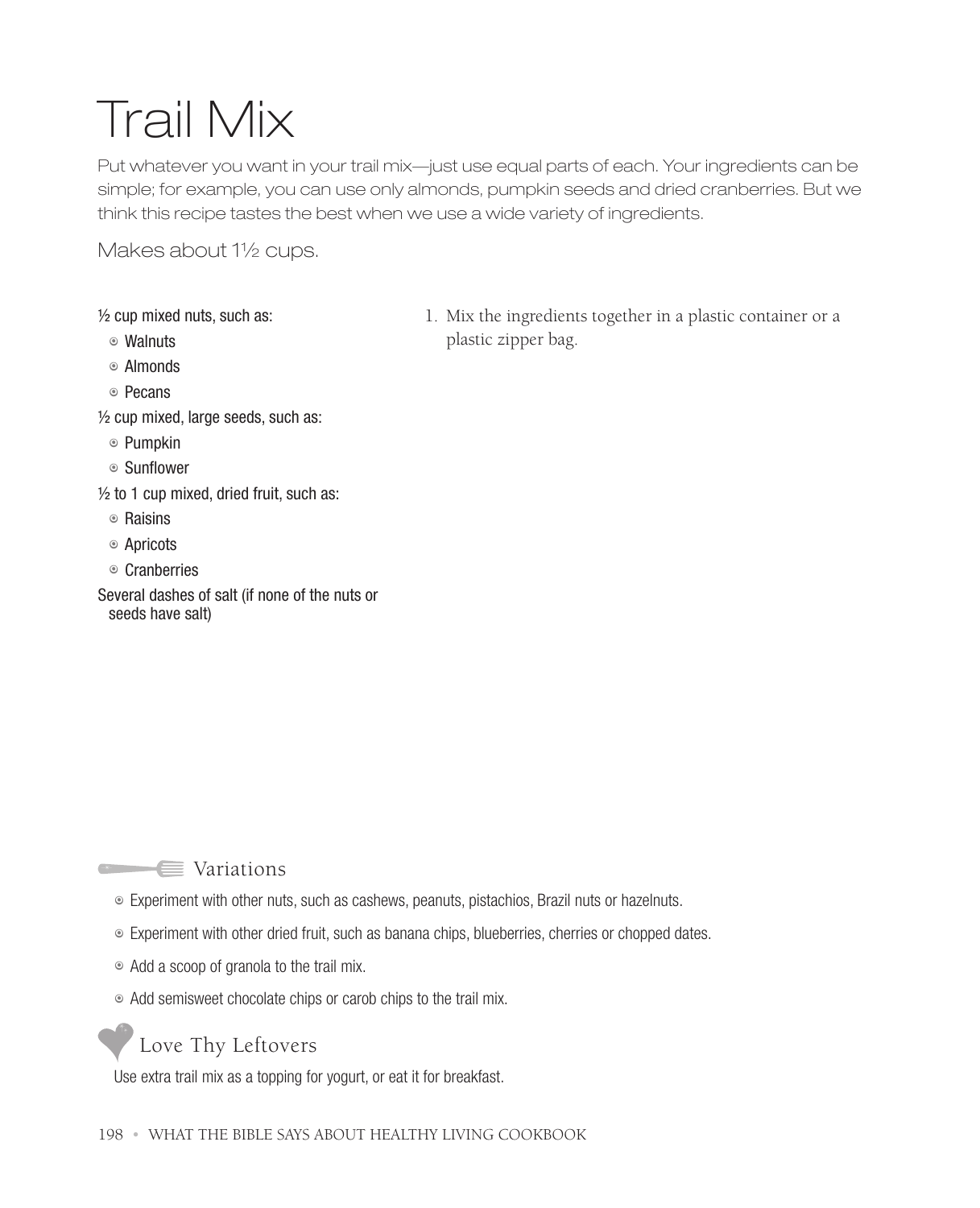# Trail Mix

Put whatever you want in your trail mix—just use equal parts of each. Your ingredients can be simple; for example, you can use only almonds, pumpkin seeds and dried cranberries. But we think this recipe tastes the best when we use a wide variety of ingredients.

Makes about 1½ cups.

½ cup mixed nuts, such as:

- Walnuts
- Almonds
- Pecans

½ cup mixed, large seeds, such as:

- Pumpkin
- Sunflower

½ to 1 cup mixed, dried fruit, such as:

- Raisins
- Apricots
- Cranberries

Several dashes of salt (if none of the nuts or seeds have salt)

1. Mix the ingredients together in a plastic container or a plastic zipper bag.

## Variations

- Experiment with other nuts, such as cashews, peanuts, pistachios, Brazil nuts or hazelnuts.
- Experiment with other dried fruit, such as banana chips, blueberries, cherries or chopped dates.
- Add a scoop of granola to the trail mix.
- Add semisweet chocolate chips or carob chips to the trail mix.

## Love Thy Leftovers

Use extra trail mix as a topping for yogurt, or eat it for breakfast.